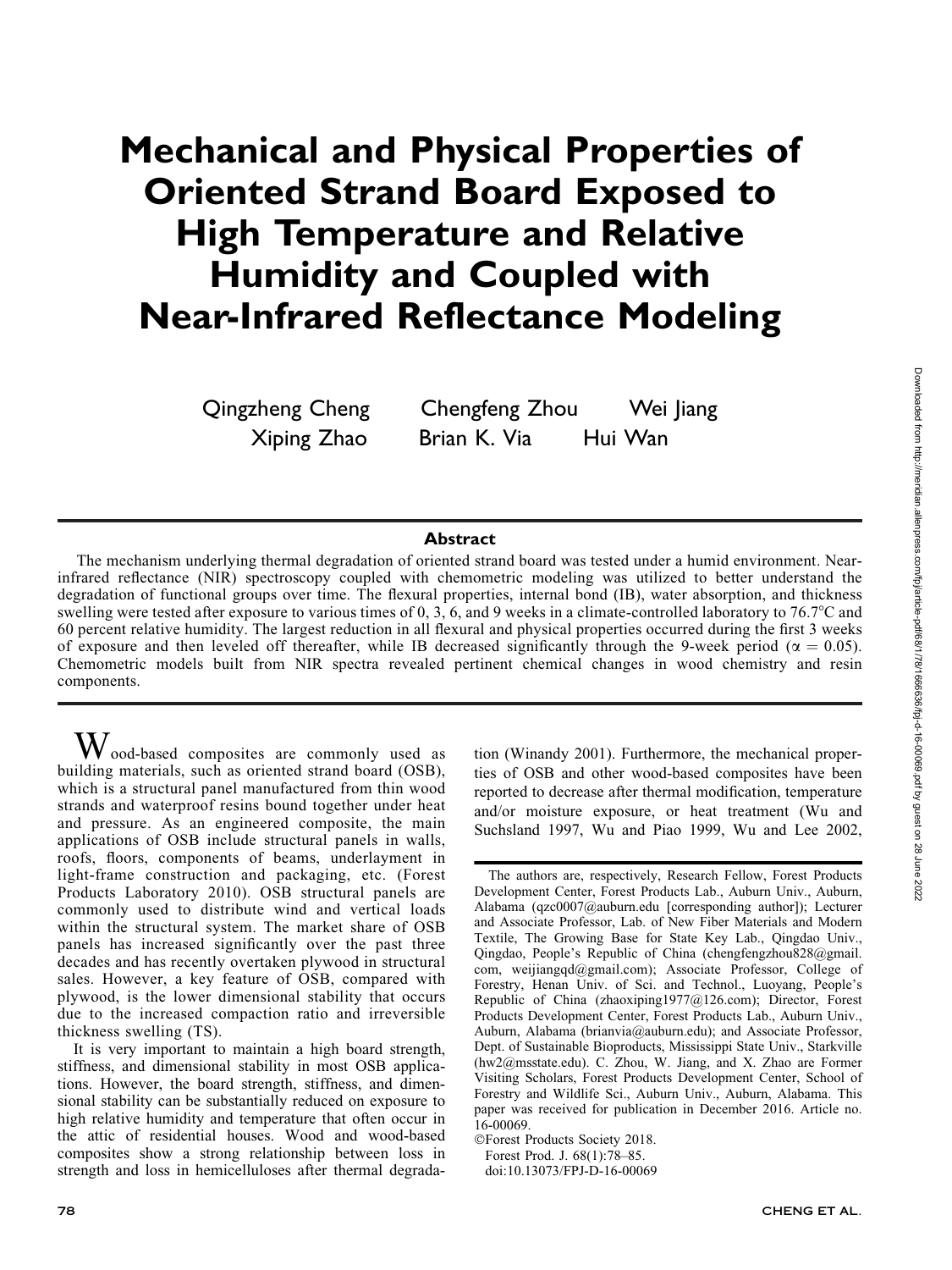# Mechanical and Physical Properties of Oriented Strand Board Exposed to High Temperature and Relative Humidity and Coupled with Near-Infrared Reflectance Modeling

Qingzheng Cheng　Chengfeng Zhou　Wei Jiang
Xiping Zhao　Brian K. Via　Hui Wan

## Abstract

The mechanism underlying thermal degradation of oriented strand board was tested under a humid environment. Near-infrared reflectance (NIR) spectroscopy coupled with chemometric modeling was utilized to better understand the degradation of functional groups over time. The flexural properties, internal bond (IB), water absorption, and thickness swelling were tested after exposure to various times of 0, 3, 6, and 9 weeks in a climate-controlled laboratory to 76.7°C and 60 percent relative humidity. The largest reduction in all flexural and physical properties occurred during the first 3 weeks of exposure and then leveled off thereafter, while IB decreased significantly through the 9-week period ($\alpha = 0.05$). Chemometric models built from NIR spectra revealed pertinent chemical changes in wood chemistry and resin components.

Wood-based composites are commonly used as building materials, such as oriented strand board (OSB), which is a structural panel manufactured from thin wood strands and waterproof resins bound together under heat and pressure. As an engineered composite, the main applications of OSB include structural panels in walls, roofs, floors, components of beams, underlayment in light-frame construction and packaging, etc. (Forest Products Laboratory 2010). OSB structural panels are commonly used to distribute wind and vertical loads within the structural system. The market share of OSB panels has increased significantly over the past three decades and has recently overtaken plywood in structural sales. However, a key feature of OSB, compared with plywood, is the lower dimensional stability that occurs due to the increased compaction ratio and irreversible thickness swelling (TS).

It is very important to maintain a high board strength, stiffness, and dimensional stability in most OSB applications. However, the board strength, stiffness, and dimensional stability can be substantially reduced on exposure to high relative humidity and temperature that often occur in the attic of residential houses. Wood and wood-based composites show a strong relationship between loss in strength and loss in hemicelluloses after thermal degradation (Winandy 2001). Furthermore, the mechanical properties of OSB and other wood-based composites have been reported to decrease after thermal modification, temperature and/or moisture exposure, or heat treatment (Wu and Suchsland 1997, Wu and Piao 1999, Wu and Lee 2002,

The authors are, respectively, Research Fellow, Forest Products Development Center, Forest Products Lab., Auburn Univ., Auburn, Alabama (qzc0007@auburn.edu [corresponding author]); Lecturer and Associate Professor, Lab. of New Fiber Materials and Modern Textile, The Growing Base for State Key Lab., Qingdao Univ., Qingdao, People's Republic of China (chengfengzhou828@gmail.com, weijiangqd@gmail.com); Associate Professor, College of Forestry, Henan Univ. of Sci. and Technol., Luoyang, People's Republic of China (zhaoxiping1977@126.com); Director, Forest Products Development Center, Forest Products Lab., Auburn Univ., Auburn, Alabama (brianvia@auburn.edu); and Associate Professor, Dept. of Sustainable Bioproducts, Mississippi State Univ., Starkville (hw2@msstate.edu). C. Zhou, W. Jiang, and X. Zhao are Former Visiting Scholars, Forest Products Development Center, School of Forestry and Wildlife Sci., Auburn Univ., Auburn, Alabama. This paper was received for publication in December 2016. Article no. 16-00069.

©Forest Products Society 2018.
Forest Prod. J. 68(1):78–85.
doi:10.13073/FPJ-D-16-00069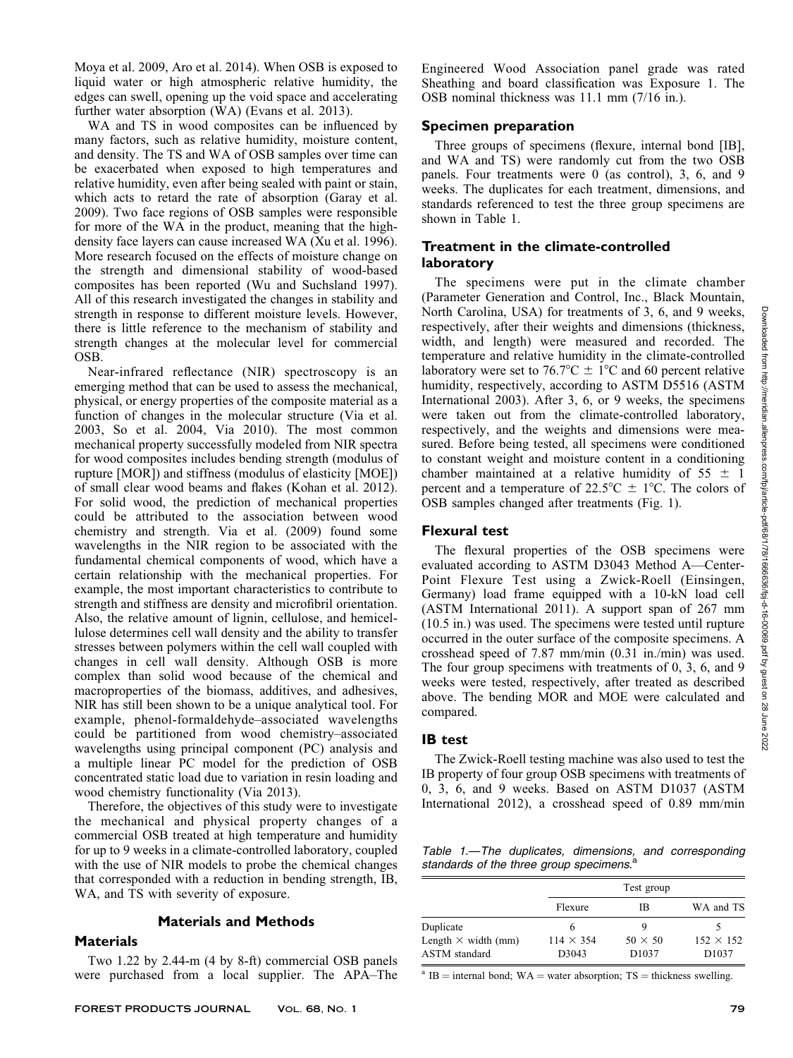Moya et al. 2009, Aro et al. 2014). When OSB is exposed to liquid water or high atmospheric relative humidity, the edges can swell, opening up the void space and accelerating further water absorption (WA) (Evans et al. 2013).

WA and TS in wood composites can be influenced by many factors, such as relative humidity, moisture content, and density. The TS and WA of OSB samples over time can be exacerbated when exposed to high temperatures and relative humidity, even after being sealed with paint or stain, which acts to retard the rate of absorption (Garay et al. 2009). Two face regions of OSB samples were responsible for more of the WA in the product, meaning that the high-density face layers can cause increased WA (Xu et al. 1996). More research focused on the effects of moisture change on the strength and dimensional stability of wood-based composites has been reported (Wu and Suchsland 1997). All of this research investigated the changes in stability and strength in response to different moisture levels. However, there is little reference to the mechanism of stability and strength changes at the molecular level for commercial OSB.

Near-infrared reflectance (NIR) spectroscopy is an emerging method that can be used to assess the mechanical, physical, or energy properties of the composite material as a function of changes in the molecular structure (Via et al. 2003, So et al. 2004, Via 2010). The most common mechanical property successfully modeled from NIR spectra for wood composites includes bending strength (modulus of rupture [MOR]) and stiffness (modulus of elasticity [MOE]) of small clear wood beams and flakes (Kohan et al. 2012). For solid wood, the prediction of mechanical properties could be attributed to the association between wood chemistry and strength. Via et al. (2009) found some wavelengths in the NIR region to be associated with the fundamental chemical components of wood, which have a certain relationship with the mechanical properties. For example, the most important characteristics to contribute to strength and stiffness are density and microfibril orientation. Also, the relative amount of lignin, cellulose, and hemicellulose determines cell wall density and the ability to transfer stresses between polymers within the cell wall coupled with changes in cell wall density. Although OSB is more complex than solid wood because of the chemical and macroproperties of the biomass, additives, and adhesives, NIR has still been shown to be a unique analytical tool. For example, phenol-formaldehyde–associated wavelengths could be partitioned from wood chemistry–associated wavelengths using principal component (PC) analysis and a multiple linear PC model for the prediction of OSB concentrated static load due to variation in resin loading and wood chemistry functionality (Via 2013).

Therefore, the objectives of this study were to investigate the mechanical and physical property changes of a commercial OSB treated at high temperature and humidity for up to 9 weeks in a climate-controlled laboratory, coupled with the use of NIR models to probe the chemical changes that corresponded with a reduction in bending strength, IB, WA, and TS with severity of exposure.

## Materials and Methods

### Materials

Two 1.22 by 2.44-m (4 by 8-ft) commercial OSB panels were purchased from a local supplier. The APA–The Engineered Wood Association panel grade was rated Sheathing and board classification was Exposure 1. The OSB nominal thickness was 11.1 mm (7/16 in.).

### Specimen preparation

Three groups of specimens (flexure, internal bond [IB], and WA and TS) were randomly cut from the two OSB panels. Four treatments were 0 (as control), 3, 6, and 9 weeks. The duplicates for each treatment, dimensions, and standards referenced to test the three group specimens are shown in Table 1.

### Treatment in the climate-controlled laboratory

The specimens were put in the climate chamber (Parameter Generation and Control, Inc., Black Mountain, North Carolina, USA) for treatments of 3, 6, and 9 weeks, respectively, after their weights and dimensions (thickness, width, and length) were measured and recorded. The temperature and relative humidity in the climate-controlled laboratory were set to 76.7°C ± 1°C and 60 percent relative humidity, respectively, according to ASTM D5516 (ASTM International 2003). After 3, 6, or 9 weeks, the specimens were taken out from the climate-controlled laboratory, respectively, and the weights and dimensions were measured. Before being tested, all specimens were conditioned to constant weight and moisture content in a conditioning chamber maintained at a relative humidity of 55 ± 1 percent and a temperature of 22.5°C ± 1°C. The colors of OSB samples changed after treatments (Fig. 1).

### Flexural test

The flexural properties of the OSB specimens were evaluated according to ASTM D3043 Method A—Center-Point Flexure Test using a Zwick-Roell (Einsingen, Germany) load frame equipped with a 10-kN load cell (ASTM International 2011). A support span of 267 mm (10.5 in.) was used. The specimens were tested until rupture occurred in the outer surface of the composite specimens. A crosshead speed of 7.87 mm/min (0.31 in./min) was used. The four group specimens with treatments of 0, 3, 6, and 9 weeks were tested, respectively, after treated as described above. The bending MOR and MOE were calculated and compared.

### IB test

The Zwick-Roell testing machine was also used to test the IB property of four group OSB specimens with treatments of 0, 3, 6, and 9 weeks. Based on ASTM D1037 (ASTM International 2012), a crosshead speed of 0.89 mm/min

Table 1.—The duplicates, dimensions, and corresponding standards of the three group specimens.[a]

| | Test group | | |
|---|---|---|---|
| | Flexure | IB | WA and TS |
| Duplicate | 6 | 9 | 5 |
| Length × width (mm) | 114 × 354 | 50 × 50 | 152 × 152 |
| ASTM standard | D3043 | D1037 | D1037 |

[a] IB = internal bond; WA = water absorption; TS = thickness swelling.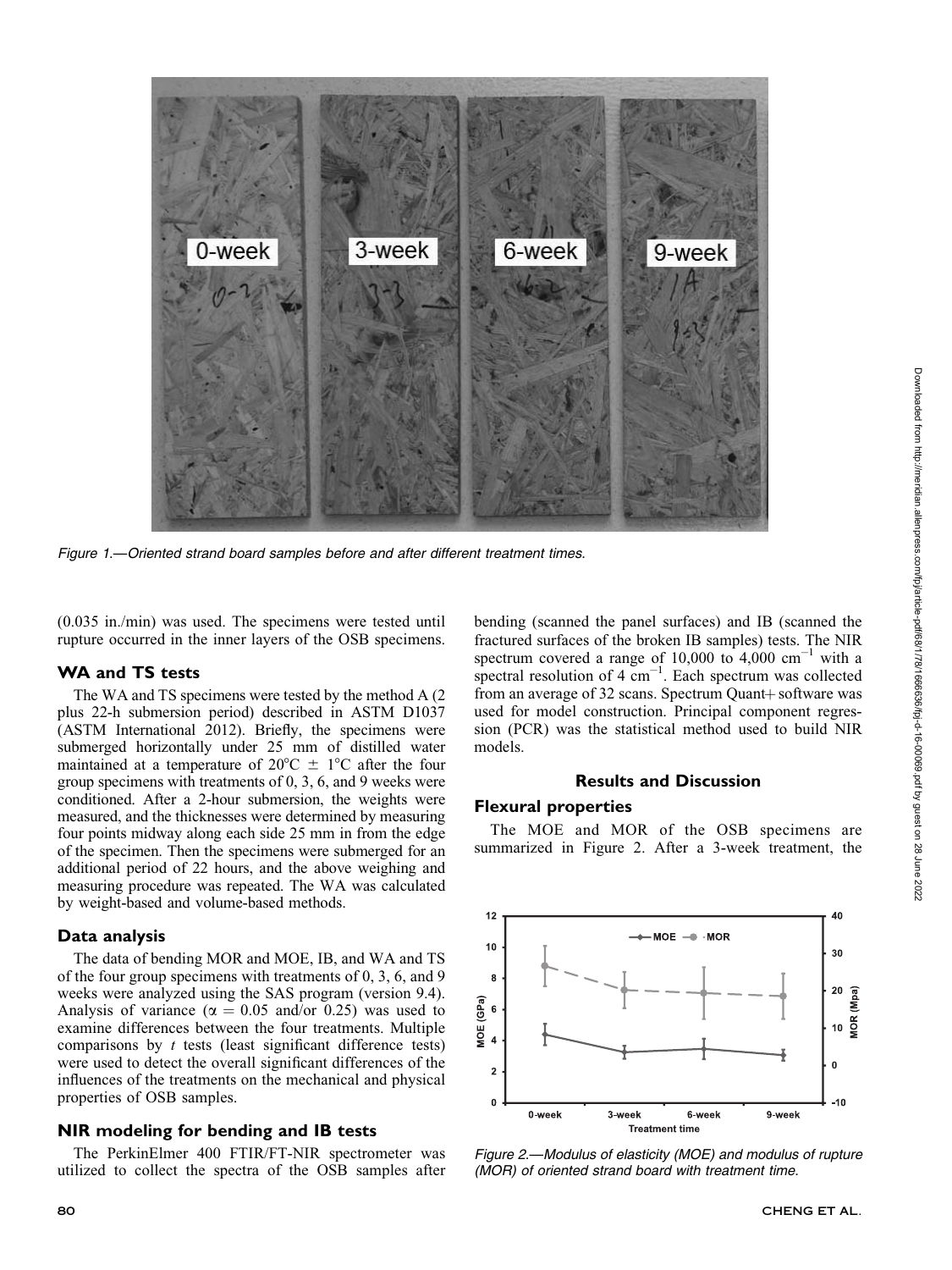Figure 1.—Oriented strand board samples before and after different treatment times.

(0.035 in./min) was used. The specimens were tested until rupture occurred in the inner layers of the OSB specimens.

## WA and TS tests

The WA and TS specimens were tested by the method A (2 plus 22-h submersion period) described in ASTM D1037 (ASTM International 2012). Briefly, the specimens were submerged horizontally under 25 mm of distilled water maintained at a temperature of 20°C ± 1°C after the four group specimens with treatments of 0, 3, 6, and 9 weeks were conditioned. After a 2-hour submersion, the weights were measured, and the thicknesses were determined by measuring four points midway along each side 25 mm in from the edge of the specimen. Then the specimens were submerged for an additional period of 22 hours, and the above weighing and measuring procedure was repeated. The WA was calculated by weight-based and volume-based methods.

## Data analysis

The data of bending MOR and MOE, IB, and WA and TS of the four group specimens with treatments of 0, 3, 6, and 9 weeks were analyzed using the SAS program (version 9.4). Analysis of variance ($\alpha = 0.05$ and/or 0.25) was used to examine differences between the four treatments. Multiple comparisons by $t$ tests (least significant difference tests) were used to detect the overall significant differences of the influences of the treatments on the mechanical and physical properties of OSB samples.

## NIR modeling for bending and IB tests

The PerkinElmer 400 FTIR/FT-NIR spectrometer was utilized to collect the spectra of the OSB samples after bending (scanned the panel surfaces) and IB (scanned the fractured surfaces of the broken IB samples) tests. The NIR spectrum covered a range of 10,000 to 4,000 cm$^{-1}$ with a spectral resolution of 4 cm$^{-1}$. Each spectrum was collected from an average of 32 scans. Spectrum Quant+ software was used for model construction. Principal component regression (PCR) was the statistical method used to build NIR models.

# Results and Discussion

## Flexural properties

The MOE and MOR of the OSB specimens are summarized in Figure 2. After a 3-week treatment, the

Figure 2.—Modulus of elasticity (MOE) and modulus of rupture (MOR) of oriented strand board with treatment time.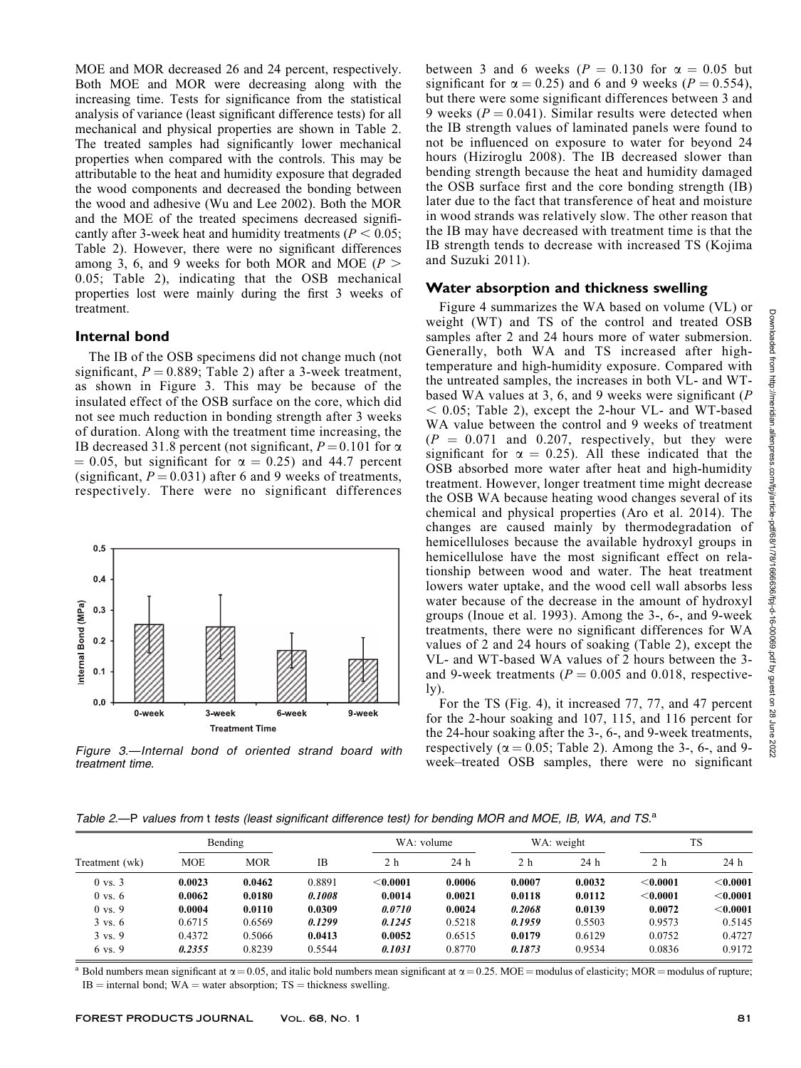MOE and MOR decreased 26 and 24 percent, respectively. Both MOE and MOR were decreasing along with the increasing time. Tests for significance from the statistical analysis of variance (least significant difference tests) for all mechanical and physical properties are shown in Table 2. The treated samples had significantly lower mechanical properties when compared with the controls. This may be attributable to the heat and humidity exposure that degraded the wood components and decreased the bonding between the wood and adhesive (Wu and Lee 2002). Both the MOR and the MOE of the treated specimens decreased significantly after 3-week heat and humidity treatments ($P < 0.05$; Table 2). However, there were no significant differences among 3, 6, and 9 weeks for both MOR and MOE ($P > 0.05$; Table 2), indicating that the OSB mechanical properties lost were mainly during the first 3 weeks of treatment.

### Internal bond

The IB of the OSB specimens did not change much (not significant, $P = 0.889$; Table 2) after a 3-week treatment, as shown in Figure 3. This may be because of the insulated effect of the OSB surface on the core, which did not see much reduction in bonding strength after 3 weeks of duration. Along with the treatment time increasing, the IB decreased 31.8 percent (not significant, $P = 0.101$ for $\alpha = 0.05$, but significant for $\alpha = 0.25$) and 44.7 percent (significant, $P = 0.031$) after 6 and 9 weeks of treatments, respectively. There were no significant differences between 3 and 6 weeks ($P = 0.130$ for $\alpha = 0.05$ but significant for $\alpha = 0.25$) and 6 and 9 weeks ($P = 0.554$), but there were some significant differences between 3 and 9 weeks ($P = 0.041$). Similar results were detected when the IB strength values of laminated panels were found to not be influenced on exposure to water for beyond 24 hours (Hiziroglu 2008). The IB decreased slower than bending strength because the heat and humidity damaged the OSB surface first and the core bonding strength (IB) later due to the fact that transference of heat and moisture in wood strands was relatively slow. The other reason that the IB may have decreased with treatment time is that the IB strength tends to decrease with increased TS (Kojima and Suzuki 2011).

*Figure 3.—Internal bond of oriented strand board with treatment time.*

### Water absorption and thickness swelling

Figure 4 summarizes the WA based on volume (VL) or weight (WT) and TS of the control and treated OSB samples after 2 and 24 hours more of water submersion. Generally, both WA and TS increased after high-temperature and high-humidity exposure. Compared with the untreated samples, the increases in both VL- and WT-based WA values at 3, 6, and 9 weeks were significant ($P < 0.05$; Table 2), except the 2-hour VL- and WT-based WA value between the control and 9 weeks of treatment ($P = 0.071$ and 0.207, respectively, but they were significant for $\alpha = 0.25$). All these indicated that the OSB absorbed more water after heat and high-humidity treatment. However, longer treatment time might decrease the OSB WA because heating wood changes several of its chemical and physical properties (Aro et al. 2014). The changes are caused mainly by thermodegradation of hemicelluloses because the available hydroxyl groups in hemicellulose have the most significant effect on relationship between wood and water. The heat treatment lowers water uptake, and the wood cell wall absorbs less water because of the decrease in the amount of hydroxyl groups (Inoue et al. 1993). Among the 3-, 6-, and 9-week treatments, there were no significant differences for WA values of 2 and 24 hours of soaking (Table 2), except the VL- and WT-based WA values of 2 hours between the 3- and 9-week treatments ($P = 0.005$ and 0.018, respectively).

For the TS (Fig. 4), it increased 77, 77, and 47 percent for the 2-hour soaking and 107, 115, and 116 percent for the 24-hour soaking after the 3-, 6-, and 9-week treatments, respectively ($\alpha = 0.05$; Table 2). Among the 3-, 6-, and 9-week–treated OSB samples, there were no significant

*Table 2.—P values from t tests (least significant difference test) for bending MOR and MOE, IB, WA, and TS.[a]*

| Treatment (wk) | Bending | | IB | WA: volume | | WA: weight | | TS | |
|---|---|---|---|---|---|---|---|---|---|
| | MOE | MOR | | 2 h | 24 h | 2 h | 24 h | 2 h | 24 h |
| 0 vs. 3 | **0.0023** | **0.0462** | 0.8891 | **<0.0001** | **0.0006** | **0.0007** | **0.0032** | **<0.0001** | **<0.0001** |
| 0 vs. 6 | **0.0062** | **0.0180** | ***0.1008*** | **0.0014** | **0.0021** | **0.0118** | **0.0112** | **<0.0001** | **<0.0001** |
| 0 vs. 9 | **0.0004** | **0.0110** | **0.0309** | ***0.0710*** | **0.0024** | ***0.2068*** | **0.0139** | **0.0072** | **<0.0001** |
| 3 vs. 6 | 0.6715 | 0.6569 | ***0.1299*** | ***0.1245*** | 0.5218 | ***0.1959*** | 0.5503 | 0.9573 | 0.5145 |
| 3 vs. 9 | 0.4372 | 0.5066 | **0.0413** | **0.0052** | 0.6515 | **0.0179** | 0.6129 | 0.0752 | 0.4727 |
| 6 vs. 9 | ***0.2355*** | 0.8239 | 0.5544 | ***0.1031*** | 0.8770 | ***0.1873*** | 0.9534 | 0.0836 | 0.9172 |

[a] Bold numbers mean significant at $\alpha = 0.05$, and italic bold numbers mean significant at $\alpha = 0.25$. MOE = modulus of elasticity; MOR = modulus of rupture; IB = internal bond; WA = water absorption; TS = thickness swelling.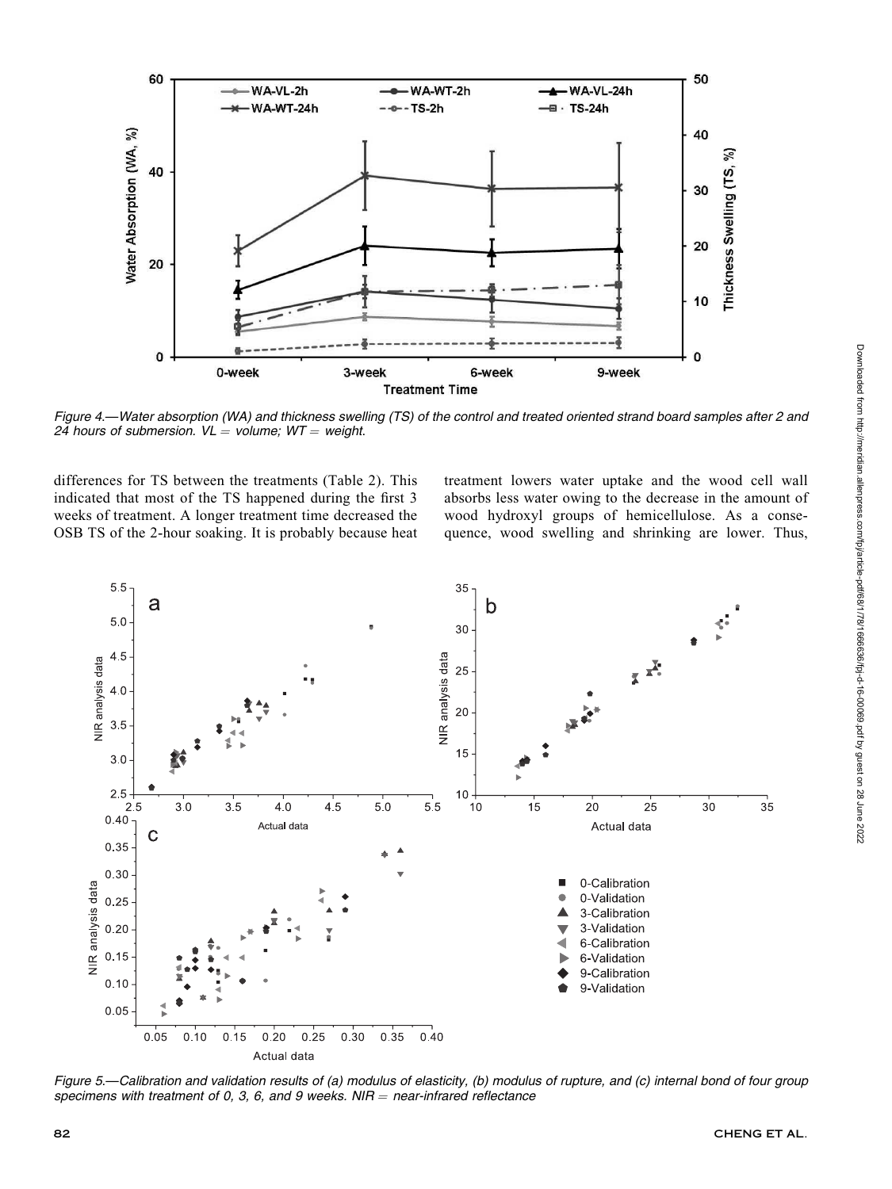*Figure 4.—Water absorption (WA) and thickness swelling (TS) of the control and treated oriented strand board samples after 2 and 24 hours of submersion. VL = volume; WT = weight.*

differences for TS between the treatments (Table 2). This indicated that most of the TS happened during the first 3 weeks of treatment. A longer treatment time decreased the OSB TS of the 2-hour soaking. It is probably because heat treatment lowers water uptake and the wood cell wall absorbs less water owing to the decrease in the amount of wood hydroxyl groups of hemicellulose. As a consequence, wood swelling and shrinking are lower. Thus,

*Figure 5.—Calibration and validation results of (a) modulus of elasticity, (b) modulus of rupture, and (c) internal bond of four group specimens with treatment of 0, 3, 6, and 9 weeks. NIR = near-infrared reflectance*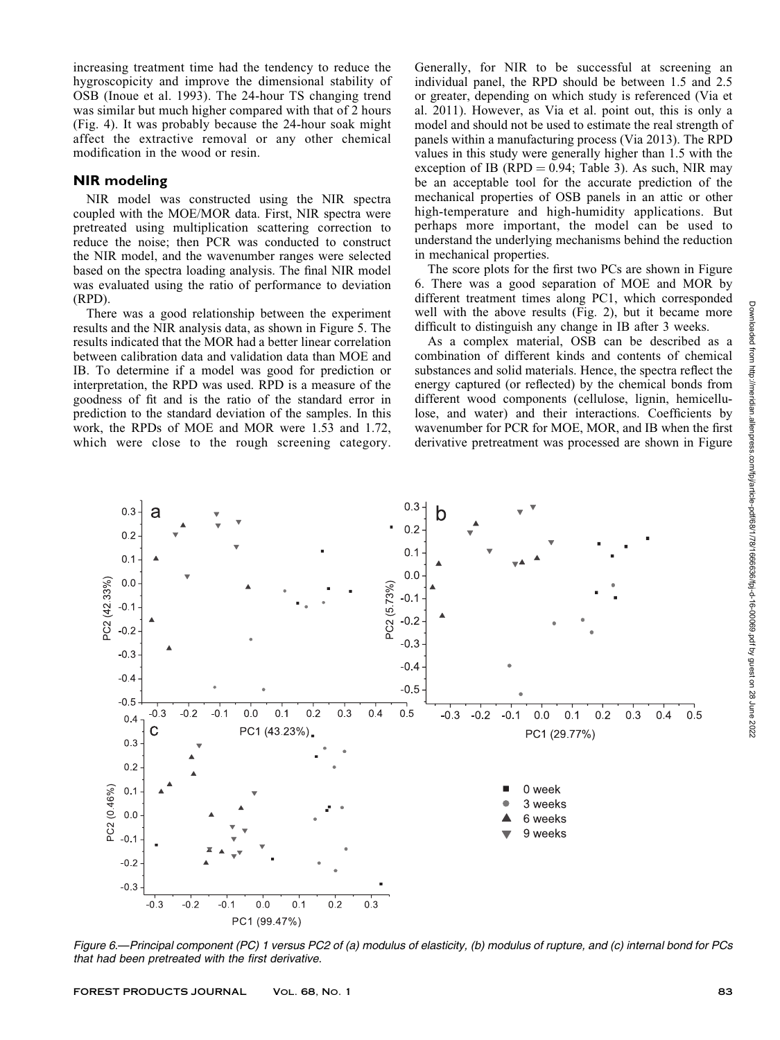increasing treatment time had the tendency to reduce the hygroscopicity and improve the dimensional stability of OSB (Inoue et al. 1993). The 24-hour TS changing trend was similar but much higher compared with that of 2 hours (Fig. 4). It was probably because the 24-hour soak might affect the extractive removal or any other chemical modification in the wood or resin.

## NIR modeling

NIR model was constructed using the NIR spectra coupled with the MOE/MOR data. First, NIR spectra were pretreated using multiplication scattering correction to reduce the noise; then PCR was conducted to construct the NIR model, and the wavenumber ranges were selected based on the spectra loading analysis. The final NIR model was evaluated using the ratio of performance to deviation (RPD).

There was a good relationship between the experiment results and the NIR analysis data, as shown in Figure 5. The results indicated that the MOR had a better linear correlation between calibration data and validation data than MOE and IB. To determine if a model was good for prediction or interpretation, the RPD was used. RPD is a measure of the goodness of fit and is the ratio of the standard error in prediction to the standard deviation of the samples. In this work, the RPDs of MOE and MOR were 1.53 and 1.72, which were close to the rough screening category. Generally, for NIR to be successful at screening an individual panel, the RPD should be between 1.5 and 2.5 or greater, depending on which study is referenced (Via et al. 2011). However, as Via et al. point out, this is only a model and should not be used to estimate the real strength of panels within a manufacturing process (Via 2013). The RPD values in this study were generally higher than 1.5 with the exception of IB (RPD = 0.94; Table 3). As such, NIR may be an acceptable tool for the accurate prediction of the mechanical properties of OSB panels in an attic or other high-temperature and high-humidity applications. But perhaps more important, the model can be used to understand the underlying mechanisms behind the reduction in mechanical properties.

The score plots for the first two PCs are shown in Figure 6. There was a good separation of MOE and MOR by different treatment times along PC1, which corresponded well with the above results (Fig. 2), but it became more difficult to distinguish any change in IB after 3 weeks.

As a complex material, OSB can be described as a combination of different kinds and contents of chemical substances and solid materials. Hence, the spectra reflect the energy captured (or reflected) by the chemical bonds from different wood components (cellulose, lignin, hemicellulose, and water) and their interactions. Coefficients by wavenumber for PCR for MOE, MOR, and IB when the first derivative pretreatment was processed are shown in Figure

*Figure 6.—Principal component (PC) 1 versus PC2 of (a) modulus of elasticity, (b) modulus of rupture, and (c) internal bond for PCs that had been pretreated with the first derivative.*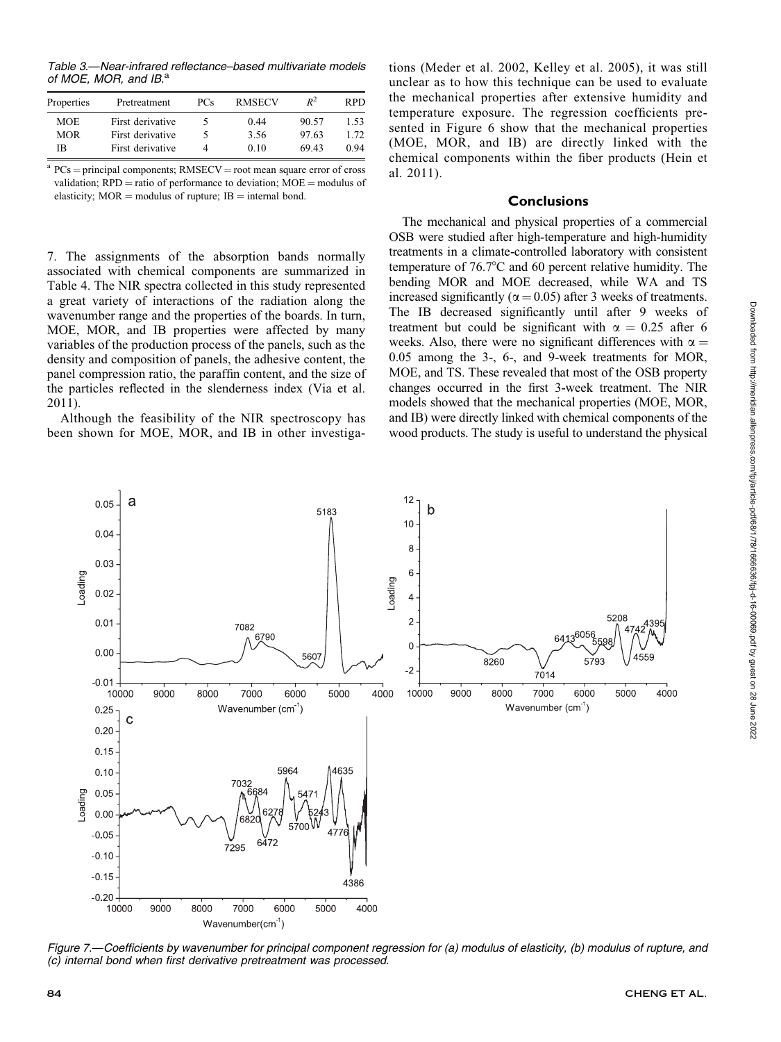Table 3.—Near-infrared reflectance–based multivariate models of MOE, MOR, and IB.[a]

| Properties | Pretreatment | PCs | RMSECV | $R^2$ | RPD |
|---|---|---|---|---|---|
| MOE | First derivative | 5 | 0.44 | 90.57 | 1.53 |
| MOR | First derivative | 5 | 3.56 | 97.63 | 1.72 |
| IB | First derivative | 4 | 0.10 | 69.43 | 0.94 |

[a] PCs = principal components; RMSECV = root mean square error of cross validation; RPD = ratio of performance to deviation; MOE = modulus of elasticity; MOR = modulus of rupture; IB = internal bond.

7. The assignments of the absorption bands normally associated with chemical components are summarized in Table 4. The NIR spectra collected in this study represented a great variety of interactions of the radiation along the wavenumber range and the properties of the boards. In turn, MOE, MOR, and IB properties were affected by many variables of the production process of the panels, such as the density and composition of panels, the adhesive content, the panel compression ratio, the paraffin content, and the size of the particles reflected in the slenderness index (Via et al. 2011).

Although the feasibility of the NIR spectroscopy has been shown for MOE, MOR, and IB in other investigations (Meder et al. 2002, Kelley et al. 2005), it was still unclear as to how this technique can be used to evaluate the mechanical properties after extensive humidity and temperature exposure. The regression coefficients presented in Figure 6 show that the mechanical properties (MOE, MOR, and IB) are directly linked with the chemical components within the fiber products (Hein et al. 2011).

## Conclusions

The mechanical and physical properties of a commercial OSB were studied after high-temperature and high-humidity treatments in a climate-controlled laboratory with consistent temperature of 76.7°C and 60 percent relative humidity. The bending MOR and MOE decreased, while WA and TS increased significantly ($\alpha = 0.05$) after 3 weeks of treatments. The IB decreased significantly until after 9 weeks of treatment but could be significant with $\alpha = 0.25$ after 6 weeks. Also, there were no significant differences with $\alpha = 0.05$ among the 3-, 6-, and 9-week treatments for MOR, MOE, and TS. These revealed that most of the OSB property changes occurred in the first 3-week treatment. The NIR models showed that the mechanical properties (MOE, MOR, and IB) were directly linked with chemical components of the wood products. The study is useful to understand the physical

Figure 7.—Coefficients by wavenumber for principal component regression for (a) modulus of elasticity, (b) modulus of rupture, and (c) internal bond when first derivative pretreatment was processed.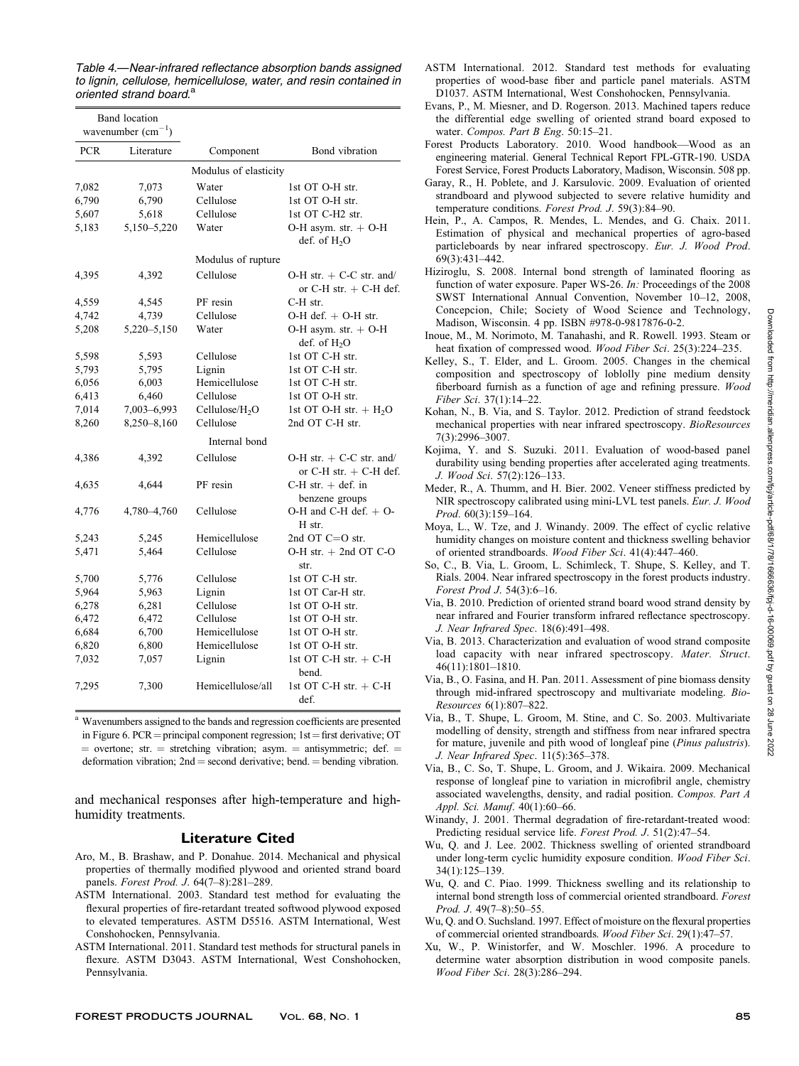Table 4.—Near-infrared reflectance absorption bands assigned to lignin, cellulose, hemicellulose, water, and resin contained in oriented strand board.[a]

| Band location wavenumber ($cm^{-1}$) | | | |
|---|---|---|---|
| PCR | Literature | Component | Bond vibration |
| | | Modulus of elasticity | |
| 7,082 | 7,073 | Water | 1st OT O-H str. |
| 6,790 | 6,790 | Cellulose | 1st OT O-H str. |
| 5,607 | 5,618 | Cellulose | 1st OT C-H2 str. |
| 5,183 | 5,150–5,220 | Water | O-H asym. str. + O-H def. of $H_2O$ |
| | | Modulus of rupture | |
| 4,395 | 4,392 | Cellulose | O-H str. + C-C str. and/ or C-H str. + C-H def. |
| 4,559 | 4,545 | PF resin | C-H str. |
| 4,742 | 4,739 | Cellulose | O-H def. + O-H str. |
| 5,208 | 5,220–5,150 | Water | O-H asym. str. + O-H def. of $H_2O$ |
| 5,598 | 5,593 | Cellulose | 1st OT C-H str. |
| 5,793 | 5,795 | Lignin | 1st OT C-H str. |
| 6,056 | 6,003 | Hemicellulose | 1st OT C-H str. |
| 6,413 | 6,460 | Cellulose | 1st OT O-H str. |
| 7,014 | 7,003–6,993 | Cellulose/$H_2O$ | 1st OT O-H str. + $H_2O$ |
| 8,260 | 8,250–8,160 | Cellulose | 2nd OT C-H str. |
| | | Internal bond | |
| 4,386 | 4,392 | Cellulose | O-H str. + C-C str. and/ or C-H str. + C-H def. |
| 4,635 | 4,644 | PF resin | C-H str. + def. in benzene groups |
| 4,776 | 4,780–4,760 | Cellulose | O-H and C-H def. + O-H str. |
| 5,243 | 5,245 | Hemicellulose | 2nd OT C=O str. |
| 5,471 | 5,464 | Cellulose | O-H str. + 2nd OT C-O str. |
| 5,700 | 5,776 | Cellulose | 1st OT C-H str. |
| 5,964 | 5,963 | Lignin | 1st OT Car-H str. |
| 6,278 | 6,281 | Cellulose | 1st OT O-H str. |
| 6,472 | 6,472 | Cellulose | 1st OT O-H str. |
| 6,684 | 6,700 | Hemicellulose | 1st OT O-H str. |
| 6,820 | 6,800 | Hemicellulose | 1st OT O-H str. |
| 7,032 | 7,057 | Lignin | 1st OT C-H str. + C-H bend. |
| 7,295 | 7,300 | Hemicellulose/all | 1st OT C-H str. + C-H def. |

[a] Wavenumbers assigned to the bands and regression coefficients are presented in Figure 6. PCR = principal component regression; 1st = first derivative; OT = overtone; str. = stretching vibration; asym. = antisymmetric; def. = deformation vibration; 2nd = second derivative; bend. = bending vibration.

and mechanical responses after high-temperature and high-humidity treatments.

## Literature Cited

Aro, M., B. Brashaw, and P. Donahue. 2014. Mechanical and physical properties of thermally modified plywood and oriented strand board panels. *Forest Prod. J.* 64(7–8):281–289.

ASTM International. 2003. Standard test method for evaluating the flexural properties of fire-retardant treated softwood plywood exposed to elevated temperatures. ASTM D5516. ASTM International, West Conshohocken, Pennsylvania.

ASTM International. 2011. Standard test methods for structural panels in flexure. ASTM D3043. ASTM International, West Conshohocken, Pennsylvania.

ASTM International. 2012. Standard test methods for evaluating properties of wood-base fiber and particle panel materials. ASTM D1037. ASTM International, West Conshohocken, Pennsylvania.

Evans, P., M. Miesner, and D. Rogerson. 2013. Machined tapers reduce the differential edge swelling of oriented strand board exposed to water. *Compos. Part B Eng*. 50:15–21.

Forest Products Laboratory. 2010. Wood handbook—Wood as an engineering material. General Technical Report FPL-GTR-190. USDA Forest Service, Forest Products Laboratory, Madison, Wisconsin. 508 pp.

Garay, R., H. Poblete, and J. Karsulovic. 2009. Evaluation of oriented strandboard and plywood subjected to severe relative humidity and temperature conditions. *Forest Prod. J*. 59(3):84–90.

Hein, P., A. Campos, R. Mendes, L. Mendes, and G. Chaix. 2011. Estimation of physical and mechanical properties of agro-based particleboards by near infrared spectroscopy. *Eur. J. Wood Prod*. 69(3):431–442.

Hiziroglu, S. 2008. Internal bond strength of laminated flooring as function of water exposure. Paper WS-26. *In:* Proceedings of the 2008 SWST International Annual Convention, November 10–12, 2008, Concepcion, Chile; Society of Wood Science and Technology, Madison, Wisconsin. 4 pp. ISBN #978-0-9817876-0-2.

Inoue, M., M. Norimoto, M. Tanahashi, and R. Rowell. 1993. Steam or heat fixation of compressed wood. *Wood Fiber Sci*. 25(3):224–235.

Kelley, S., T. Elder, and L. Groom. 2005. Changes in the chemical composition and spectroscopy of loblolly pine medium density fiberboard furnish as a function of age and refining pressure. *Wood Fiber Sci*. 37(1):14–22.

Kohan, N., B. Via, and S. Taylor. 2012. Prediction of strand feedstock mechanical properties with near infrared spectroscopy. *BioResources* 7(3):2996–3007.

Kojima, Y. and S. Suzuki. 2011. Evaluation of wood-based panel durability using bending properties after accelerated aging treatments. *J. Wood Sci*. 57(2):126–133.

Meder, R., A. Thumm, and H. Bier. 2002. Veneer stiffness predicted by NIR spectroscopy calibrated using mini-LVL test panels. *Eur. J. Wood Prod*. 60(3):159–164.

Moya, L., W. Tze, and J. Winandy. 2009. The effect of cyclic relative humidity changes on moisture content and thickness swelling behavior of oriented strandboards. *Wood Fiber Sci*. 41(4):447–460.

So, C., B. Via, L. Groom, L. Schimleck, T. Shupe, S. Kelley, and T. Rials. 2004. Near infrared spectroscopy in the forest products industry. *Forest Prod J*. 54(3):6–16.

Via, B. 2010. Prediction of oriented strand board wood strand density by near infrared and Fourier transform infrared reflectance spectroscopy. *J. Near Infrared Spec*. 18(6):491–498.

Via, B. 2013. Characterization and evaluation of wood strand composite load capacity with near infrared spectroscopy. *Mater. Struct*. 46(11):1801–1810.

Via, B., O. Fasina, and H. Pan. 2011. Assessment of pine biomass density through mid-infrared spectroscopy and multivariate modeling. *BioResources* 6(1):807–822.

Via, B., T. Shupe, L. Groom, M. Stine, and C. So. 2003. Multivariate modelling of density, strength and stiffness from near infrared spectra for mature, juvenile and pith wood of longleaf pine (*Pinus palustris*). *J. Near Infrared Spec*. 11(5):365–378.

Via, B., C. So, T. Shupe, L. Groom, and J. Wikaira. 2009. Mechanical response of longleaf pine to variation in microfibril angle, chemistry associated wavelengths, density, and radial position. *Compos. Part A Appl. Sci. Manuf*. 40(1):60–66.

Winandy, J. 2001. Thermal degradation of fire-retardant-treated wood: Predicting residual service life. *Forest Prod. J*. 51(2):47–54.

Wu, Q. and J. Lee. 2002. Thickness swelling of oriented strandboard under long-term cyclic humidity exposure condition. *Wood Fiber Sci*. 34(1):125–139.

Wu, Q. and C. Piao. 1999. Thickness swelling and its relationship to internal bond strength loss of commercial oriented strandboard. *Forest Prod. J*. 49(7–8):50–55.

Wu, Q. and O. Suchsland. 1997. Effect of moisture on the flexural properties of commercial oriented strandboards. *Wood Fiber Sci*. 29(1):47–57.

Xu, W., P. Winistorfer, and W. Moschler. 1996. A procedure to determine water absorption distribution in wood composite panels. *Wood Fiber Sci*. 28(3):286–294.